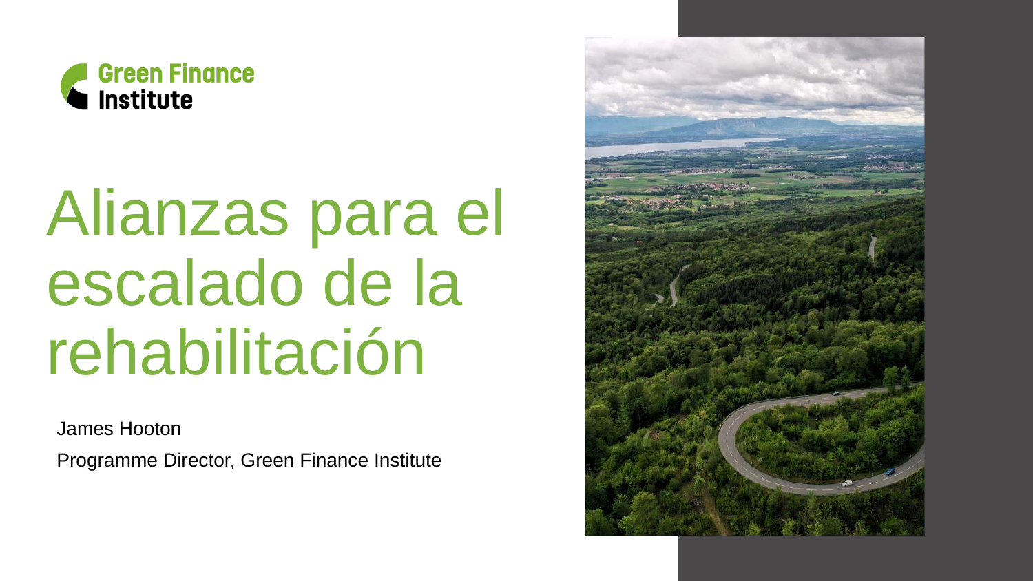Green Finance Institute

# Alianzas para el escalado de la rehabilitación

James Hooton

Programme Director, Green Finance Institute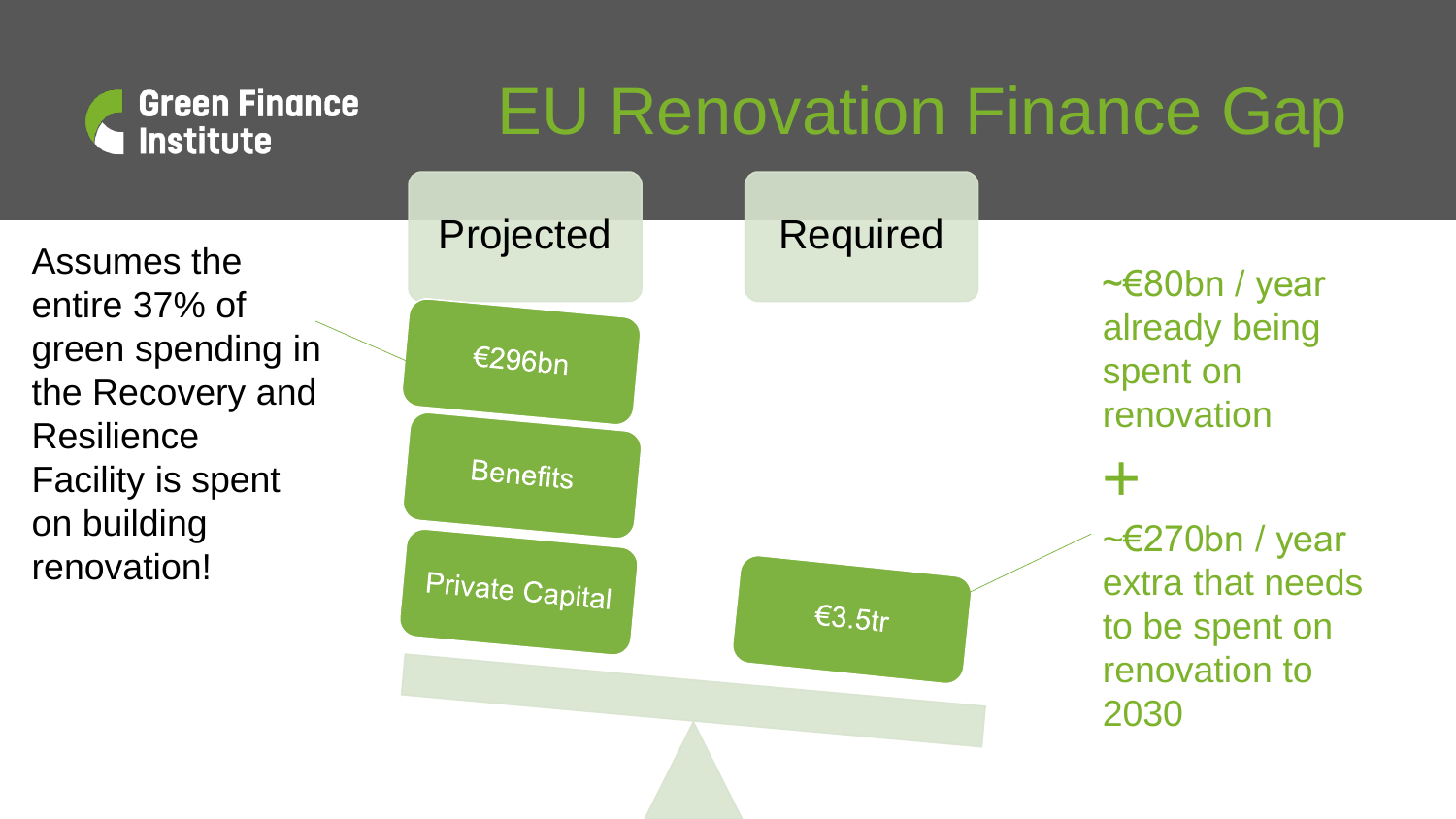# EU Renovation Finance Gap

Assumes the entire 37% of green spending in the Recovery and Resilience Facility is spent on building renovation!

**Projected**

- €296bn
- Benefits
- Private Capital

**Required**

- €3.5tr

~€80bn / year already being spent on renovation

+

~€270bn / year extra that needs to be spent on renovation to 2030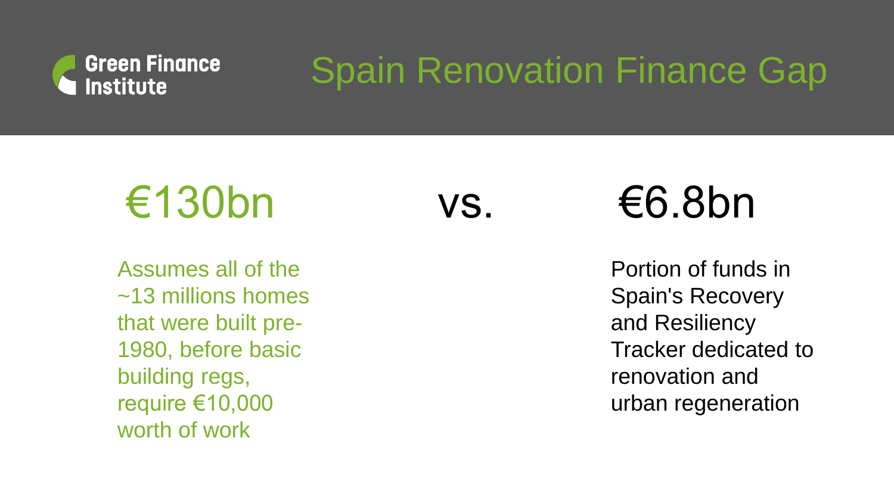Green Finance Institute

# Spain Renovation Finance Gap

€130bn

vs.

€6.8bn

Assumes all of the ~13 millions homes that were built pre-1980, before basic building regs, require €10,000 worth of work

Portion of funds in Spain's Recovery and Resiliency Tracker dedicated to renovation and urban regeneration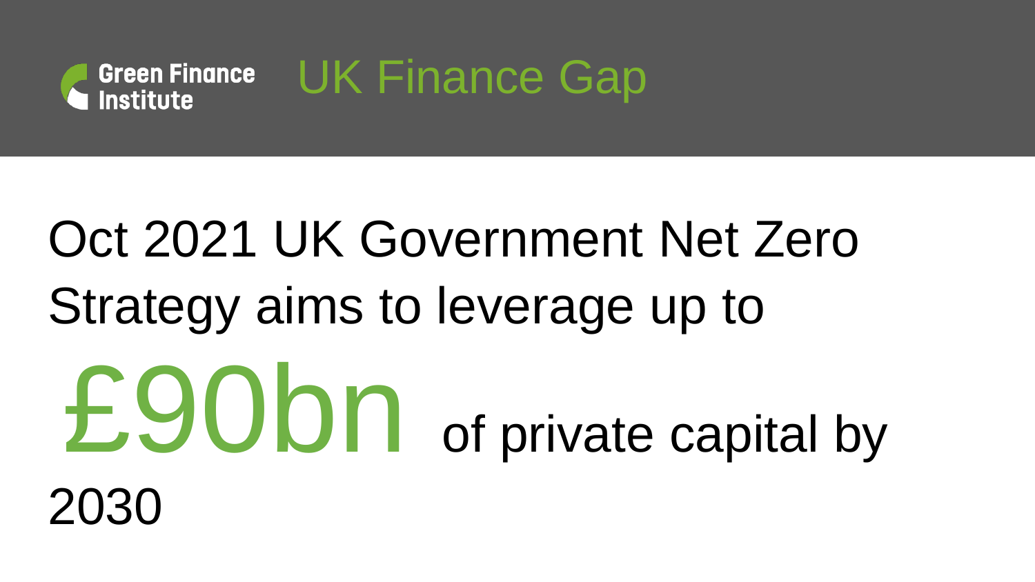Green Finance Institute

# UK Finance Gap

Oct 2021 UK Government Net Zero Strategy aims to leverage up to **£90bn** of private capital by 2030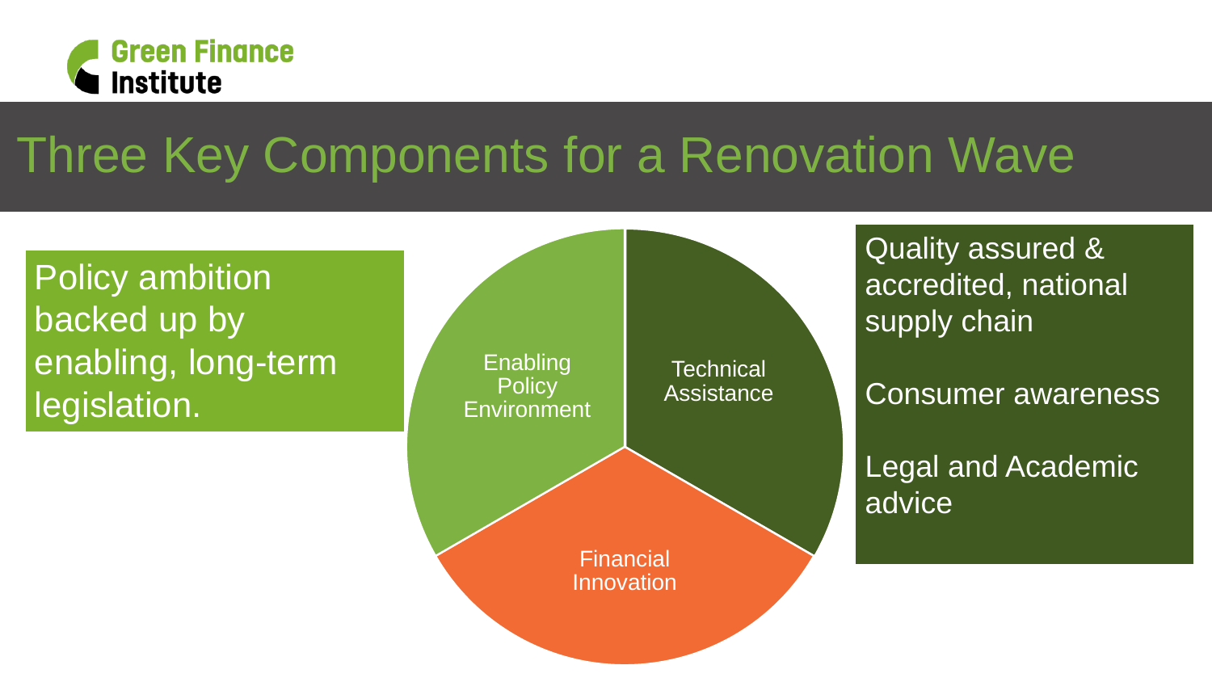# Three Key Components for a Renovation Wave

Policy ambition backed up by enabling, long-term legislation.

- Enabling Policy Environment
- Technical Assistance
- Financial Innovation

Quality assured & accredited, national supply chain

Consumer awareness

Legal and Academic advice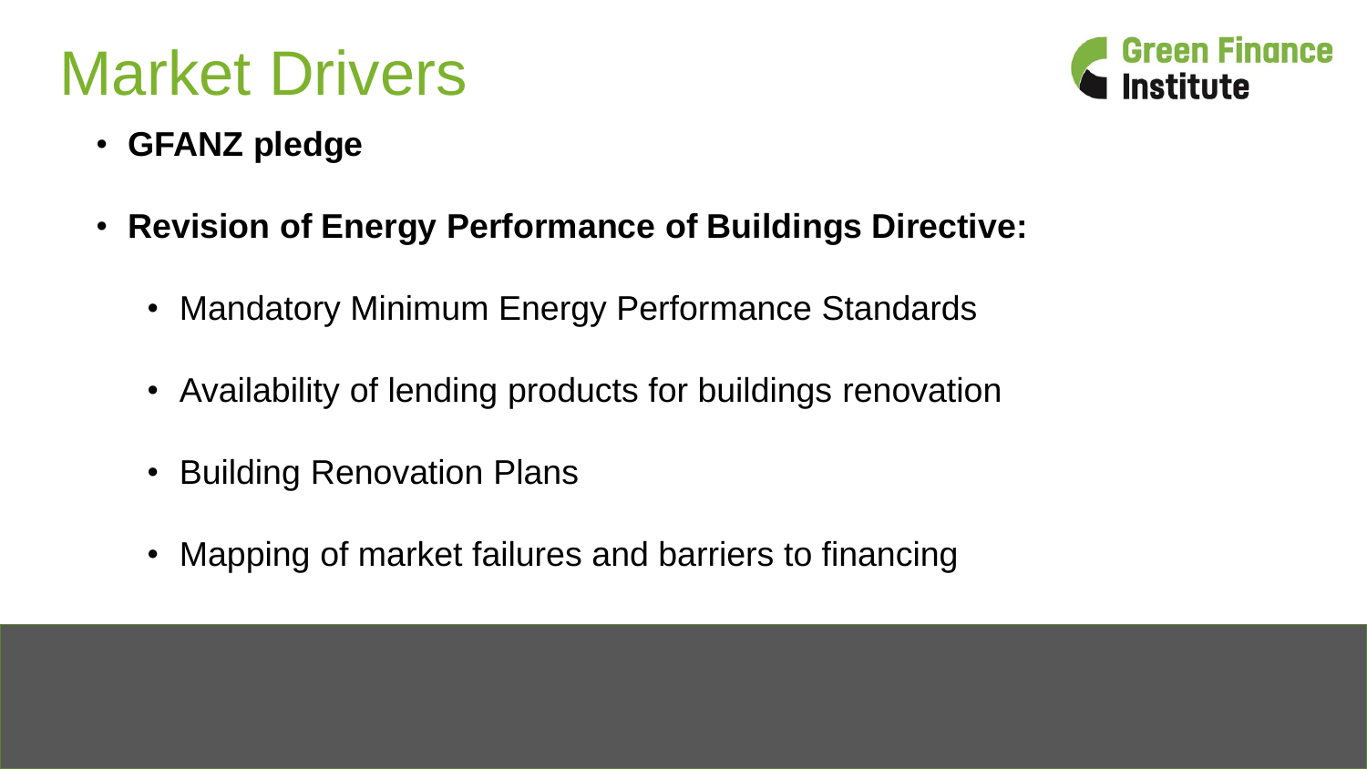# Market Drivers

- **GFANZ pledge**
- **Revision of Energy Performance of Buildings Directive:**
  - Mandatory Minimum Energy Performance Standards
  - Availability of lending products for buildings renovation
  - Building Renovation Plans
  - Mapping of market failures and barriers to financing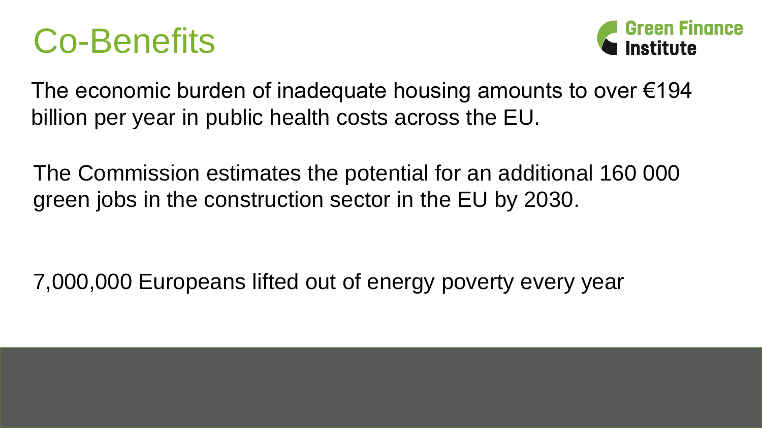# Co-Benefits

The economic burden of inadequate housing amounts to over €194 billion per year in public health costs across the EU.

The Commission estimates the potential for an additional 160 000 green jobs in the construction sector in the EU by 2030.

7,000,000 Europeans lifted out of energy poverty every year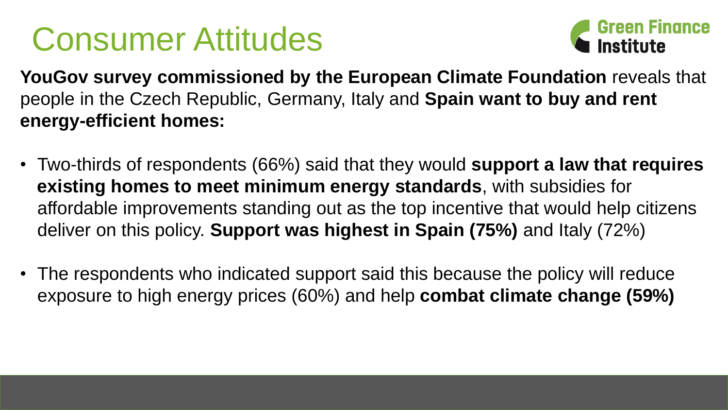# Consumer Attitudes

**YouGov survey commissioned by the European Climate Foundation** reveals that people in the Czech Republic, Germany, Italy and **Spain want to buy and rent energy-efficient homes:**

- Two-thirds of respondents (66%) said that they would **support a law that requires existing homes to meet minimum energy standards**, with subsidies for affordable improvements standing out as the top incentive that would help citizens deliver on this policy. **Support was highest in Spain (75%)** and Italy (72%)
- The respondents who indicated support said this because the policy will reduce exposure to high energy prices (60%) and help **combat climate change (59%)**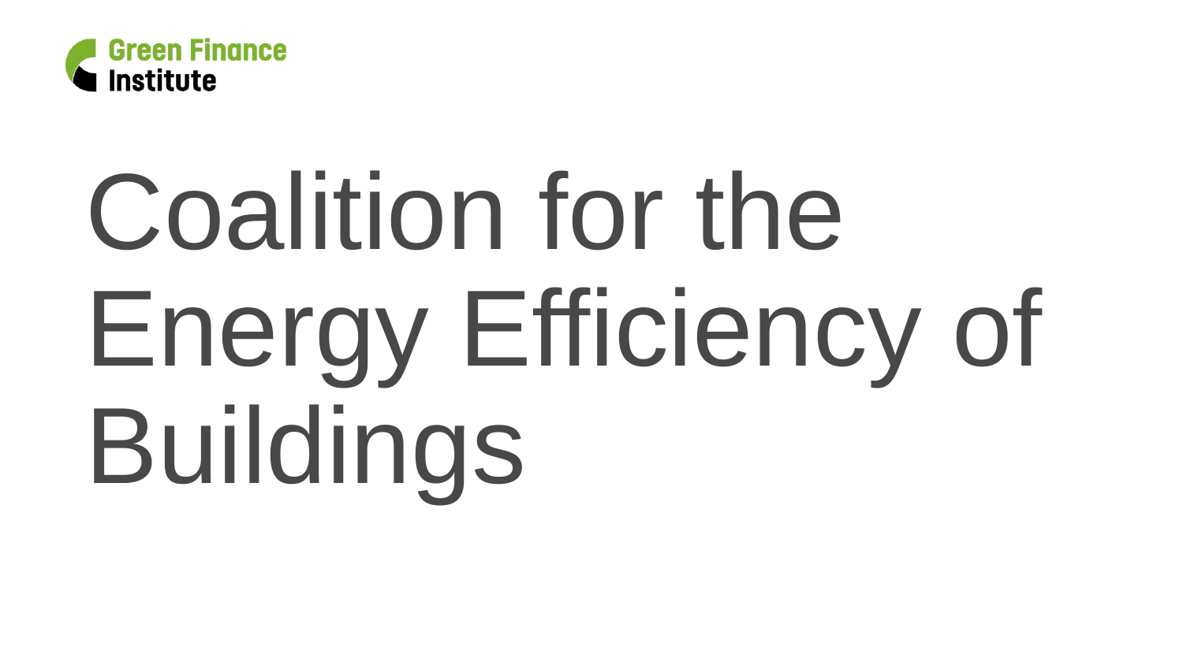Green Finance Institute

# Coalition for the Energy Efficiency of Buildings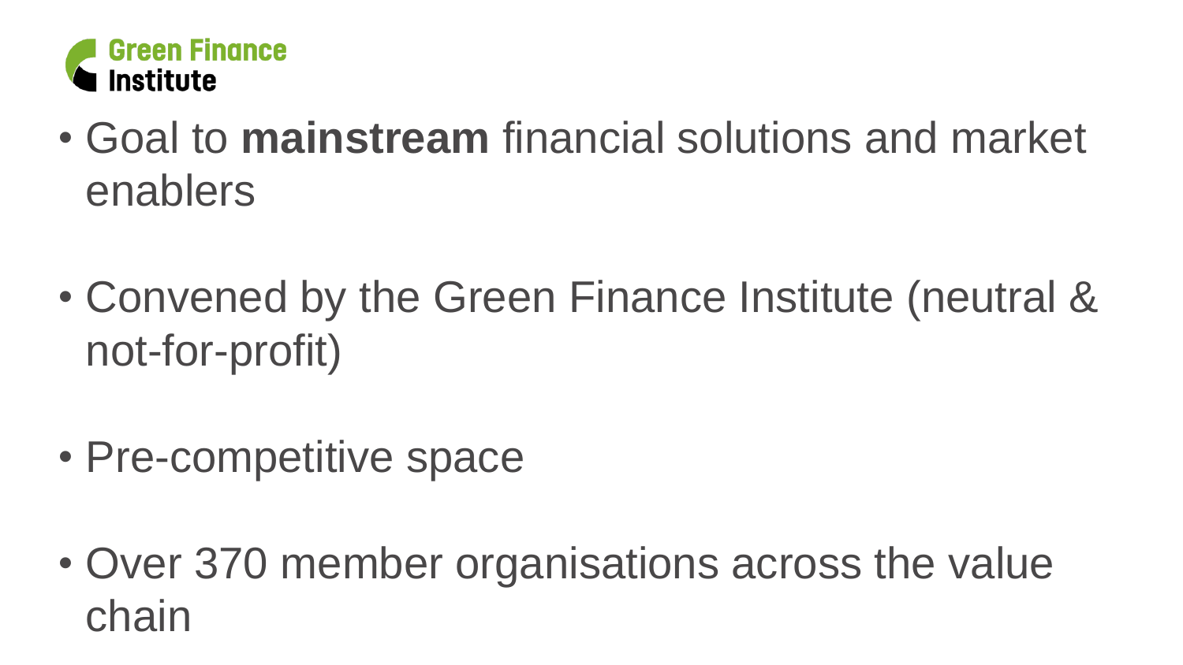Green Finance Institute

- Goal to **mainstream** financial solutions and market enablers
- Convened by the Green Finance Institute (neutral & not-for-profit)
- Pre-competitive space
- Over 370 member organisations across the value chain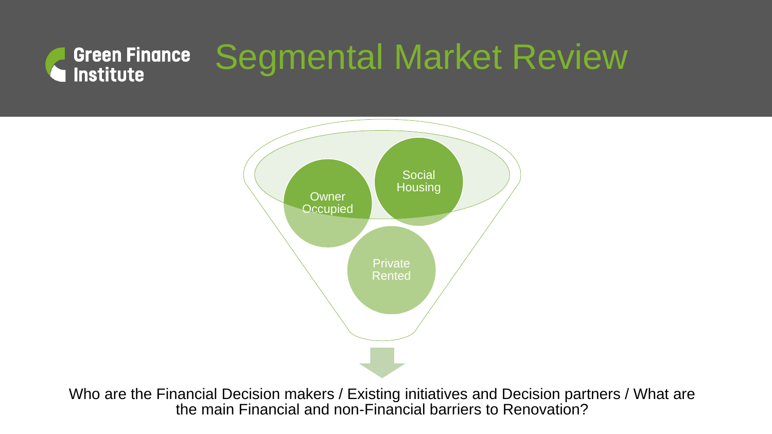# Segmental Market Review

Owner Occupied

Social Housing

Private Rented

Who are the Financial Decision makers / Existing initiatives and Decision partners / What are the main Financial and non-Financial barriers to Renovation?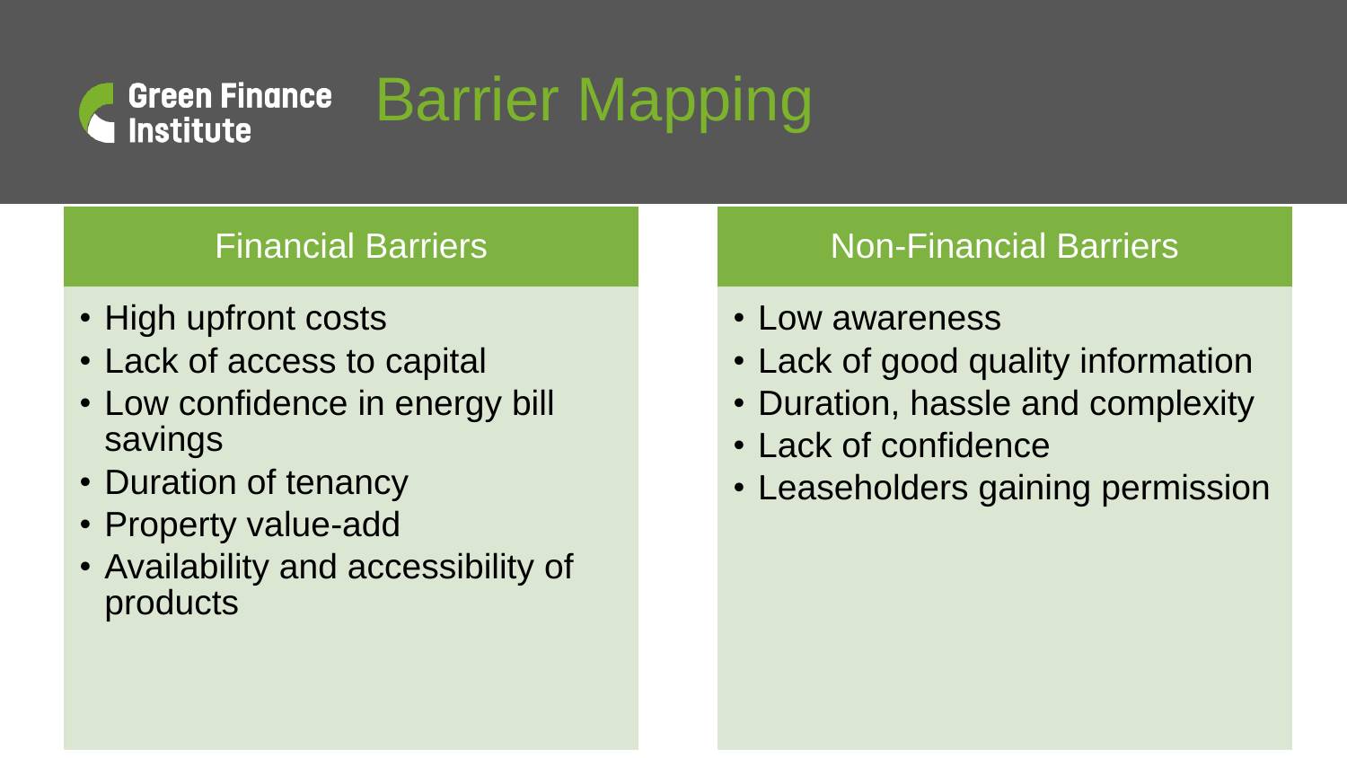# Barrier Mapping

## Financial Barriers

- High upfront costs
- Lack of access to capital
- Low confidence in energy bill savings
- Duration of tenancy
- Property value-add
- Availability and accessibility of products

## Non-Financial Barriers

- Low awareness
- Lack of good quality information
- Duration, hassle and complexity
- Lack of confidence
- Leaseholders gaining permission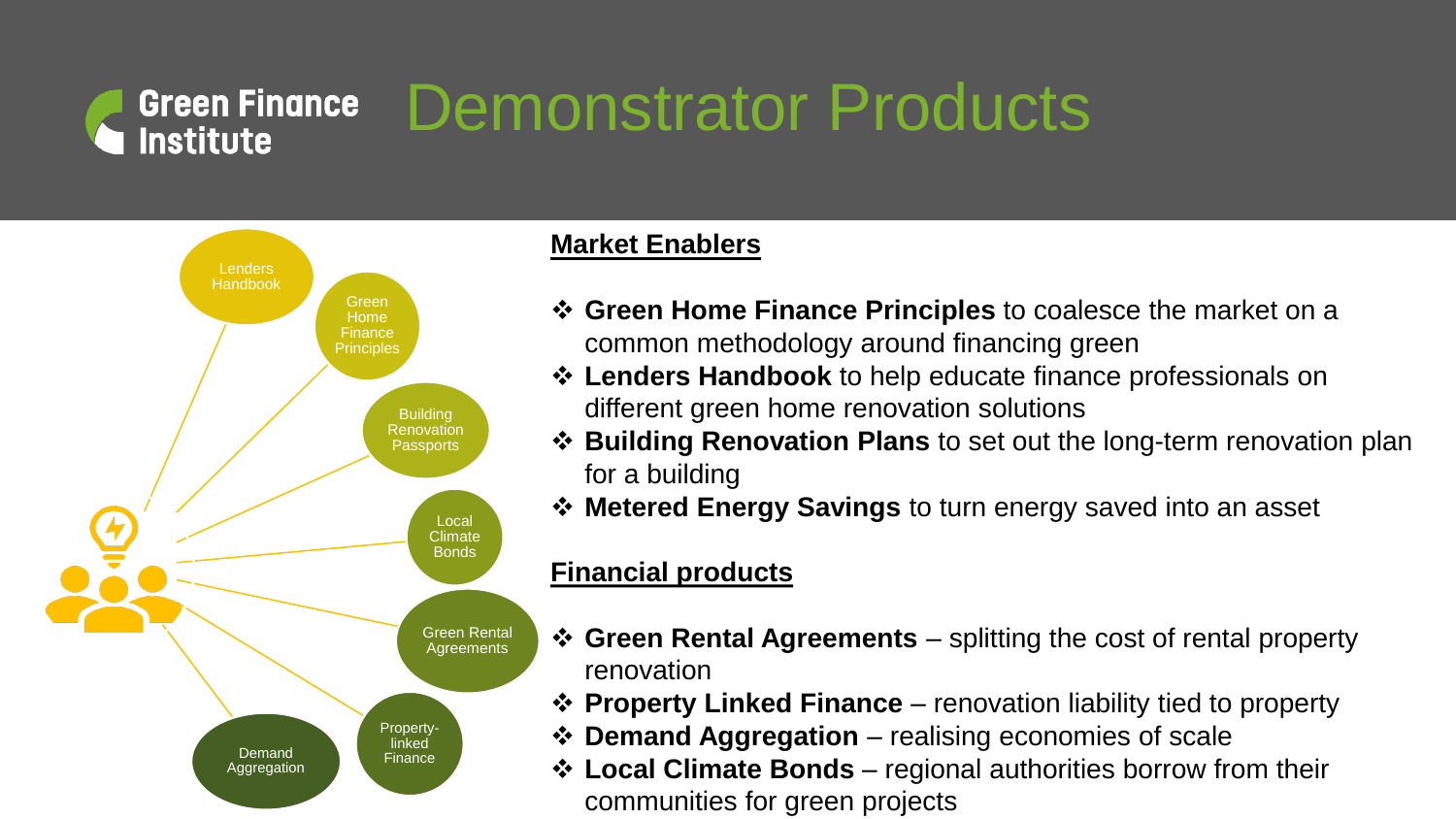# Demonstrator Products

Lenders Handbook

Green Home Finance Principles

Building Renovation Passports

Local Climate Bonds

Green Rental Agreements

Property-linked Finance

Demand Aggregation

## Market Enablers

- **Green Home Finance Principles** to coalesce the market on a common methodology around financing green
- **Lenders Handbook** to help educate finance professionals on different green home renovation solutions
- **Building Renovation Plans** to set out the long-term renovation plan for a building
- **Metered Energy Savings** to turn energy saved into an asset

## Financial products

- **Green Rental Agreements** – splitting the cost of rental property renovation
- **Property Linked Finance** – renovation liability tied to property
- **Demand Aggregation** – realising economies of scale
- **Local Climate Bonds** – regional authorities borrow from their communities for green projects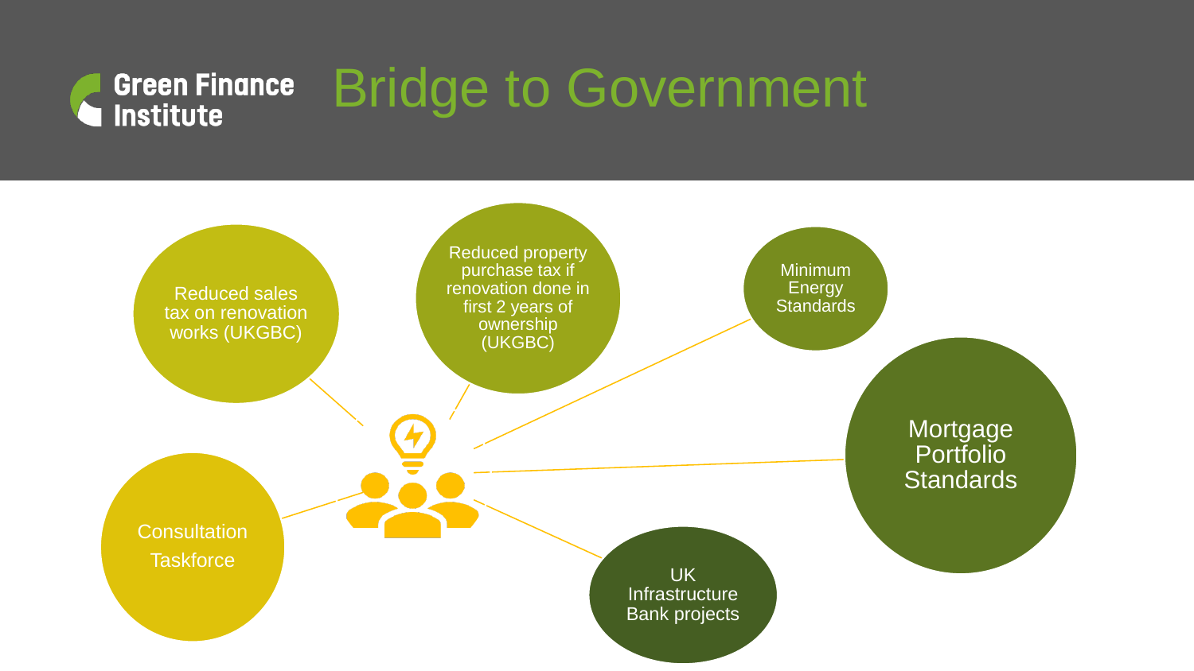# Bridge to Government

- Reduced sales tax on renovation works (UKGBC)
- Reduced property purchase tax if renovation done in first 2 years of ownership (UKGBC)
- Minimum Energy Standards
- Mortgage Portfolio Standards
- UK Infrastructure Bank projects
- Consultation Taskforce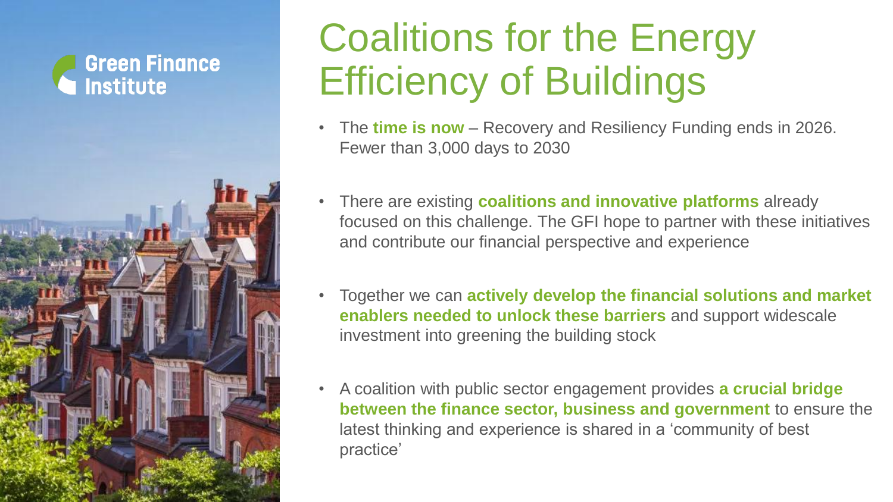Green Finance Institute

# Coalitions for the Energy Efficiency of Buildings

- The **time is now** – Recovery and Resiliency Funding ends in 2026. Fewer than 3,000 days to 2030
- There are existing **coalitions and innovative platforms** already focused on this challenge. The GFI hope to partner with these initiatives and contribute our financial perspective and experience
- Together we can **actively develop the financial solutions and market enablers needed to unlock these barriers** and support widescale investment into greening the building stock
- A coalition with public sector engagement provides **a crucial bridge between the finance sector, business and government** to ensure the latest thinking and experience is shared in a 'community of best practice'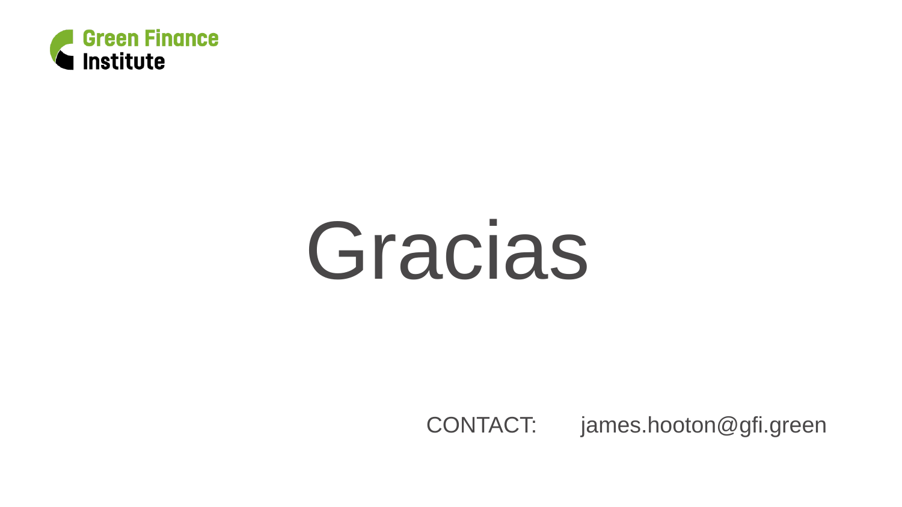Green Finance Institute

# Gracias

CONTACT: james.hooton@gfi.green